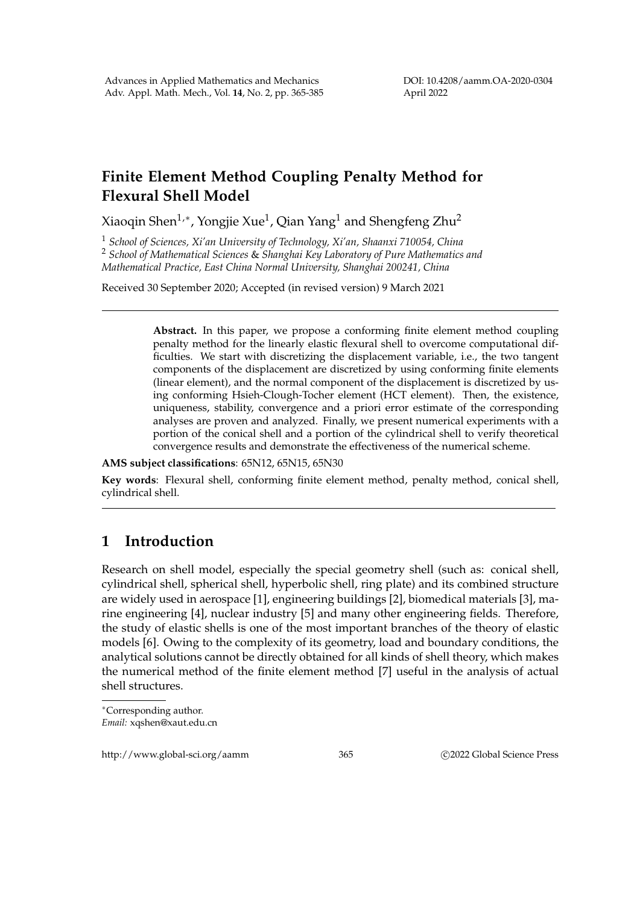# Finite Element Method Coupling Penalty Method for Flexural Shell Model

Xiaoqin Shen[1,*], Yongjie Xue[1], Qian Yang[1] and Shengfeng Zhu[2]

[1] *School of Sciences, Xi'an University of Technology, Xi'an, Shaanxi 710054, China*
[2] *School of Mathematical Sciences* & *Shanghai Key Laboratory of Pure Mathematics and Mathematical Practice, East China Normal University, Shanghai 200241, China*

Received 30 September 2020; Accepted (in revised version) 9 March 2021

---

**Abstract.** In this paper, we propose a conforming finite element method coupling penalty method for the linearly elastic flexural shell to overcome computational difficulties. We start with discretizing the displacement variable, i.e., the two tangent components of the displacement are discretized by using conforming finite elements (linear element), and the normal component of the displacement is discretized by using conforming Hsieh-Clough-Tocher element (HCT element). Then, the existence, uniqueness, stability, convergence and a priori error estimate of the corresponding analyses are proven and analyzed. Finally, we present numerical experiments with a portion of the conical shell and a portion of the cylindrical shell to verify theoretical convergence results and demonstrate the effectiveness of the numerical scheme.

**AMS subject classifications**: 65N12, 65N15, 65N30

**Key words**: Flexural shell, conforming finite element method, penalty method, conical shell, cylindrical shell.

---

## 1 Introduction

Research on shell model, especially the special geometry shell (such as: conical shell, cylindrical shell, spherical shell, hyperbolic shell, ring plate) and its combined structure are widely used in aerospace [1], engineering buildings [2], biomedical materials [3], marine engineering [4], nuclear industry [5] and many other engineering fields. Therefore, the study of elastic shells is one of the most important branches of the theory of elastic models [6]. Owing to the complexity of its geometry, load and boundary conditions, the analytical solutions cannot be directly obtained for all kinds of shell theory, which makes the numerical method of the finite element method [7] useful in the analysis of actual shell structures.

---

*Corresponding author.
*Email:* xqshen@xaut.edu.cn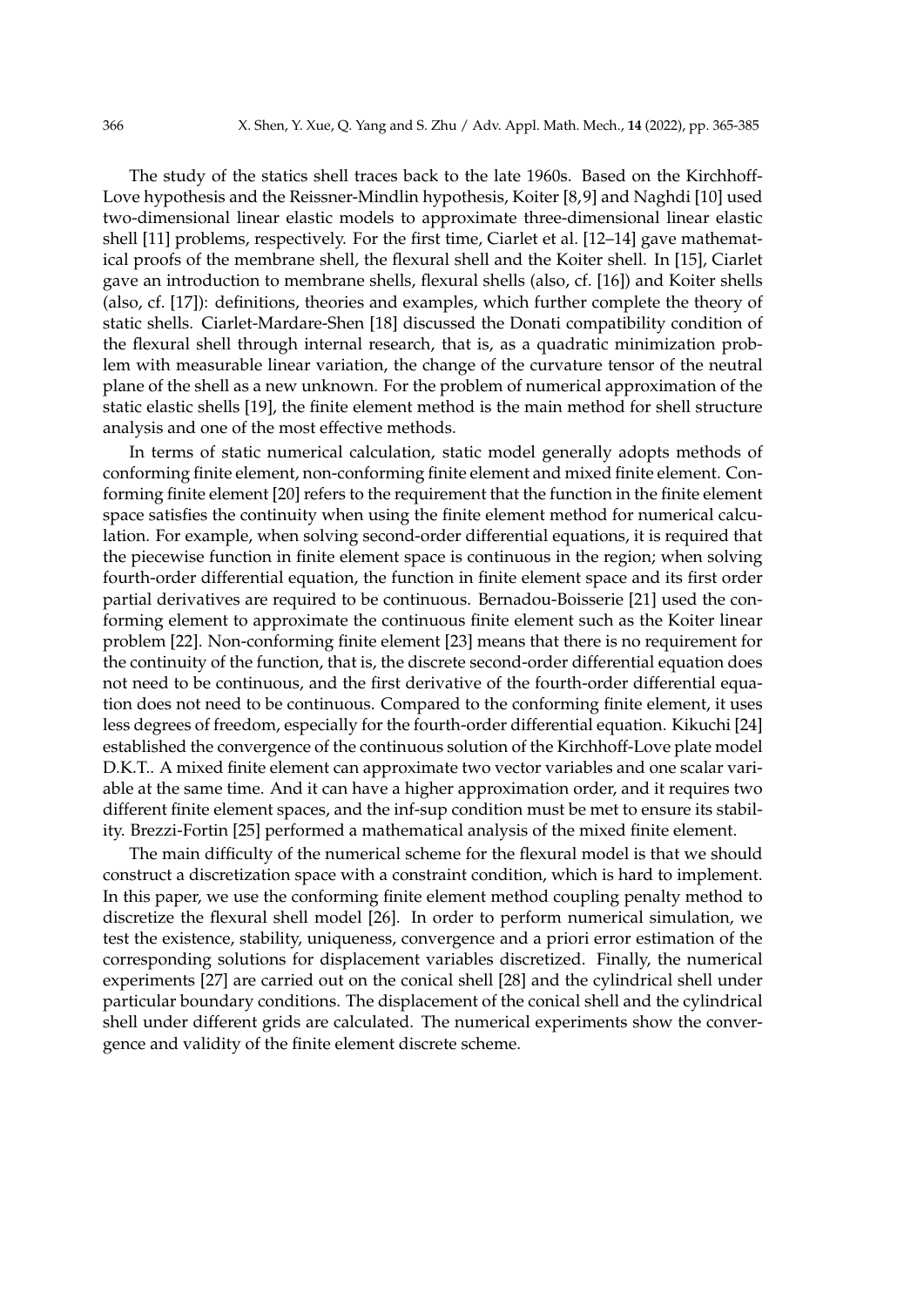The study of the statics shell traces back to the late 1960s. Based on the Kirchhoff-Love hypothesis and the Reissner-Mindlin hypothesis, Koiter [8,9] and Naghdi [10] used two-dimensional linear elastic models to approximate three-dimensional linear elastic shell [11] problems, respectively. For the first time, Ciarlet et al. [12–14] gave mathematical proofs of the membrane shell, the flexural shell and the Koiter shell. In [15], Ciarlet gave an introduction to membrane shells, flexural shells (also, cf. [16]) and Koiter shells (also, cf. [17]): definitions, theories and examples, which further complete the theory of static shells. Ciarlet-Mardare-Shen [18] discussed the Donati compatibility condition of the flexural shell through internal research, that is, as a quadratic minimization problem with measurable linear variation, the change of the curvature tensor of the neutral plane of the shell as a new unknown. For the problem of numerical approximation of the static elastic shells [19], the finite element method is the main method for shell structure analysis and one of the most effective methods.

In terms of static numerical calculation, static model generally adopts methods of conforming finite element, non-conforming finite element and mixed finite element. Conforming finite element [20] refers to the requirement that the function in the finite element space satisfies the continuity when using the finite element method for numerical calculation. For example, when solving second-order differential equations, it is required that the piecewise function in finite element space is continuous in the region; when solving fourth-order differential equation, the function in finite element space and its first order partial derivatives are required to be continuous. Bernadou-Boisserie [21] used the conforming element to approximate the continuous finite element such as the Koiter linear problem [22]. Non-conforming finite element [23] means that there is no requirement for the continuity of the function, that is, the discrete second-order differential equation does not need to be continuous, and the first derivative of the fourth-order differential equation does not need to be continuous. Compared to the conforming finite element, it uses less degrees of freedom, especially for the fourth-order differential equation. Kikuchi [24] established the convergence of the continuous solution of the Kirchhoff-Love plate model D.K.T.. A mixed finite element can approximate two vector variables and one scalar variable at the same time. And it can have a higher approximation order, and it requires two different finite element spaces, and the inf-sup condition must be met to ensure its stability. Brezzi-Fortin [25] performed a mathematical analysis of the mixed finite element.

The main difficulty of the numerical scheme for the flexural model is that we should construct a discretization space with a constraint condition, which is hard to implement. In this paper, we use the conforming finite element method coupling penalty method to discretize the flexural shell model [26]. In order to perform numerical simulation, we test the existence, stability, uniqueness, convergence and a priori error estimation of the corresponding solutions for displacement variables discretized. Finally, the numerical experiments [27] are carried out on the conical shell [28] and the cylindrical shell under particular boundary conditions. The displacement of the conical shell and the cylindrical shell under different grids are calculated. The numerical experiments show the convergence and validity of the finite element discrete scheme.